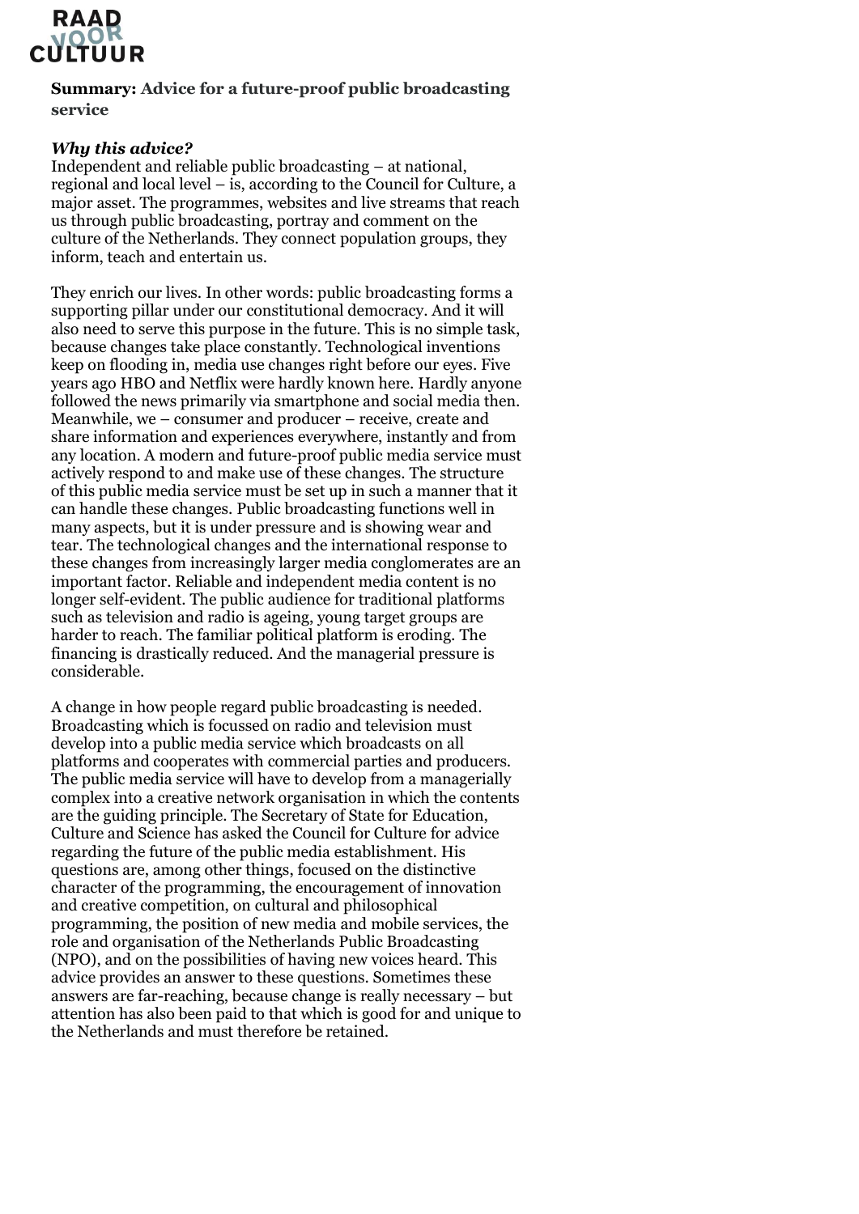**Summary: Advice for a future-proof public broadcasting service**

***Why this advice?***

Independent and reliable public broadcasting – at national, regional and local level – is, according to the Council for Culture, a major asset. The programmes, websites and live streams that reach us through public broadcasting, portray and comment on the culture of the Netherlands. They connect population groups, they inform, teach and entertain us.

They enrich our lives. In other words: public broadcasting forms a supporting pillar under our constitutional democracy. And it will also need to serve this purpose in the future. This is no simple task, because changes take place constantly. Technological inventions keep on flooding in, media use changes right before our eyes. Five years ago HBO and Netflix were hardly known here. Hardly anyone followed the news primarily via smartphone and social media then. Meanwhile, we – consumer and producer – receive, create and share information and experiences everywhere, instantly and from any location. A modern and future-proof public media service must actively respond to and make use of these changes. The structure of this public media service must be set up in such a manner that it can handle these changes. Public broadcasting functions well in many aspects, but it is under pressure and is showing wear and tear. The technological changes and the international response to these changes from increasingly larger media conglomerates are an important factor. Reliable and independent media content is no longer self-evident. The public audience for traditional platforms such as television and radio is ageing, young target groups are harder to reach. The familiar political platform is eroding. The financing is drastically reduced. And the managerial pressure is considerable.

A change in how people regard public broadcasting is needed. Broadcasting which is focussed on radio and television must develop into a public media service which broadcasts on all platforms and cooperates with commercial parties and producers. The public media service will have to develop from a managerially complex into a creative network organisation in which the contents are the guiding principle. The Secretary of State for Education, Culture and Science has asked the Council for Culture for advice regarding the future of the public media establishment. His questions are, among other things, focused on the distinctive character of the programming, the encouragement of innovation and creative competition, on cultural and philosophical programming, the position of new media and mobile services, the role and organisation of the Netherlands Public Broadcasting (NPO), and on the possibilities of having new voices heard. This advice provides an answer to these questions. Sometimes these answers are far-reaching, because change is really necessary – but attention has also been paid to that which is good for and unique to the Netherlands and must therefore be retained.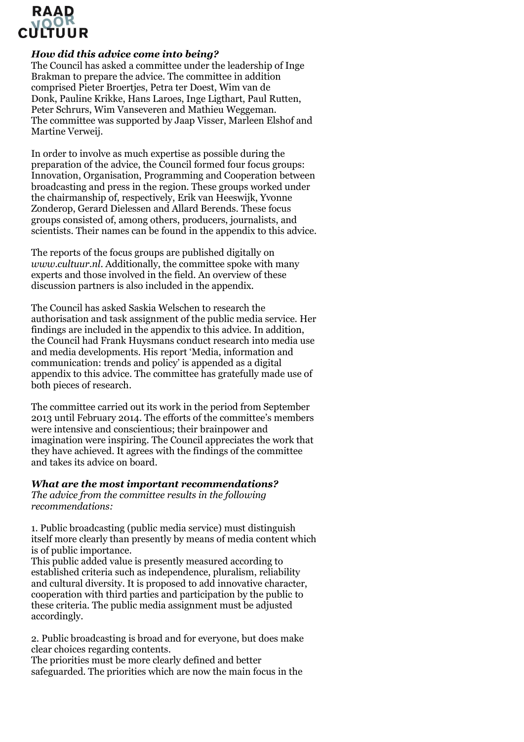### *How did this advice come into being?*

The Council has asked a committee under the leadership of Inge Brakman to prepare the advice. The committee in addition comprised Pieter Broertjes, Petra ter Doest, Wim van de Donk, Pauline Krikke, Hans Laroes, Inge Ligthart, Paul Rutten, Peter Schrurs, Wim Vanseveren and Mathieu Weggeman. The committee was supported by Jaap Visser, Marleen Elshof and Martine Verweij.

In order to involve as much expertise as possible during the preparation of the advice, the Council formed four focus groups: Innovation, Organisation, Programming and Cooperation between broadcasting and press in the region. These groups worked under the chairmanship of, respectively, Erik van Heeswijk, Yvonne Zonderop, Gerard Dielessen and Allard Berends. These focus groups consisted of, among others, producers, journalists, and scientists. Their names can be found in the appendix to this advice.

The reports of the focus groups are published digitally on *www.cultuur.nl*. Additionally, the committee spoke with many experts and those involved in the field. An overview of these discussion partners is also included in the appendix.

The Council has asked Saskia Welschen to research the authorisation and task assignment of the public media service. Her findings are included in the appendix to this advice. In addition, the Council had Frank Huysmans conduct research into media use and media developments. His report 'Media, information and communication: trends and policy' is appended as a digital appendix to this advice. The committee has gratefully made use of both pieces of research.

The committee carried out its work in the period from September 2013 until February 2014. The efforts of the committee's members were intensive and conscientious; their brainpower and imagination were inspiring. The Council appreciates the work that they have achieved. It agrees with the findings of the committee and takes its advice on board.

### *What are the most important recommendations?*

*The advice from the committee results in the following recommendations:*

1. Public broadcasting (public media service) must distinguish itself more clearly than presently by means of media content which is of public importance.
This public added value is presently measured according to established criteria such as independence, pluralism, reliability and cultural diversity. It is proposed to add innovative character, cooperation with third parties and participation by the public to these criteria. The public media assignment must be adjusted accordingly.

2. Public broadcasting is broad and for everyone, but does make clear choices regarding contents.
The priorities must be more clearly defined and better safeguarded. The priorities which are now the main focus in the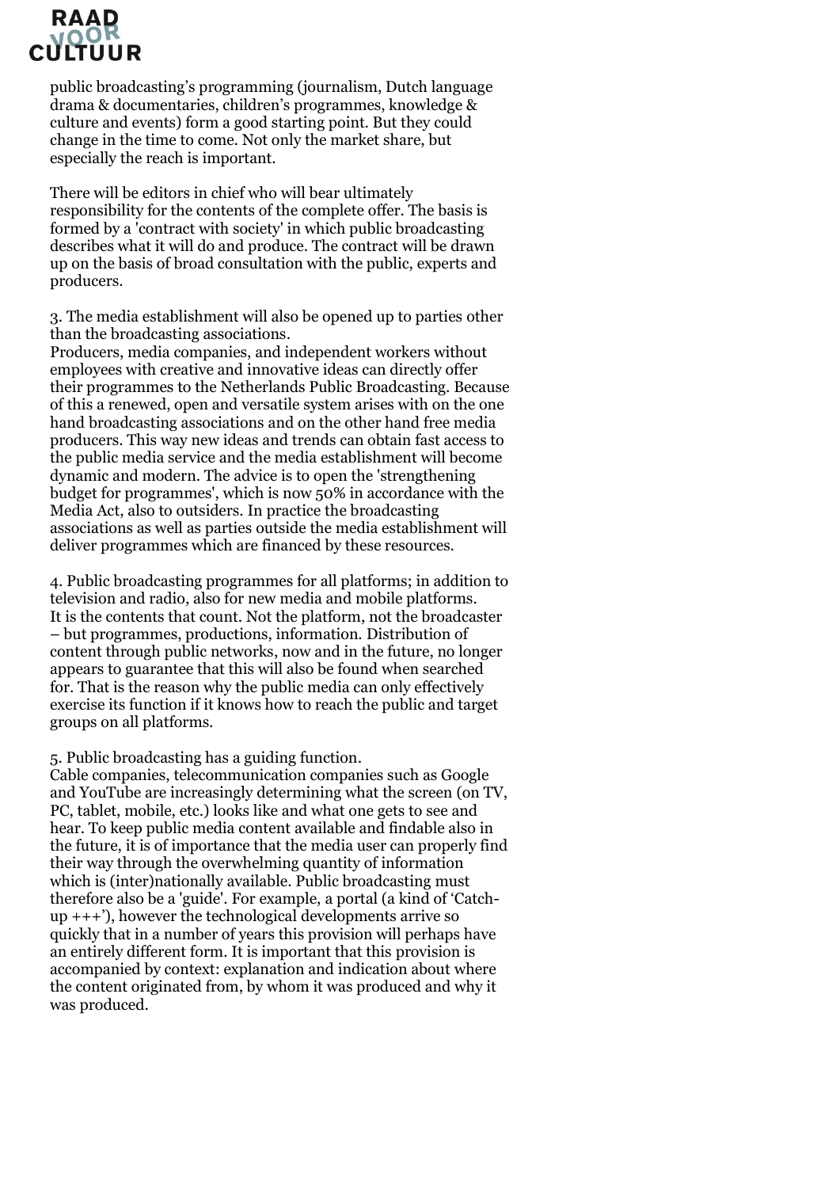public broadcasting's programming (journalism, Dutch language drama & documentaries, children's programmes, knowledge & culture and events) form a good starting point. But they could change in the time to come. Not only the market share, but especially the reach is important.

There will be editors in chief who will bear ultimately responsibility for the contents of the complete offer. The basis is formed by a 'contract with society' in which public broadcasting describes what it will do and produce. The contract will be drawn up on the basis of broad consultation with the public, experts and producers.

3. The media establishment will also be opened up to parties other than the broadcasting associations.
Producers, media companies, and independent workers without employees with creative and innovative ideas can directly offer their programmes to the Netherlands Public Broadcasting. Because of this a renewed, open and versatile system arises with on the one hand broadcasting associations and on the other hand free media producers. This way new ideas and trends can obtain fast access to the public media service and the media establishment will become dynamic and modern. The advice is to open the 'strengthening budget for programmes', which is now 50% in accordance with the Media Act, also to outsiders. In practice the broadcasting associations as well as parties outside the media establishment will deliver programmes which are financed by these resources.

4. Public broadcasting programmes for all platforms; in addition to television and radio, also for new media and mobile platforms.
It is the contents that count. Not the platform, not the broadcaster – but programmes, productions, information. Distribution of content through public networks, now and in the future, no longer appears to guarantee that this will also be found when searched for. That is the reason why the public media can only effectively exercise its function if it knows how to reach the public and target groups on all platforms.

5. Public broadcasting has a guiding function.
Cable companies, telecommunication companies such as Google and YouTube are increasingly determining what the screen (on TV, PC, tablet, mobile, etc.) looks like and what one gets to see and hear. To keep public media content available and findable also in the future, it is of importance that the media user can properly find their way through the overwhelming quantity of information which is (inter)nationally available. Public broadcasting must therefore also be a 'guide'. For example, a portal (a kind of 'Catch-up +++'), however the technological developments arrive so quickly that in a number of years this provision will perhaps have an entirely different form. It is important that this provision is accompanied by context: explanation and indication about where the content originated from, by whom it was produced and why it was produced.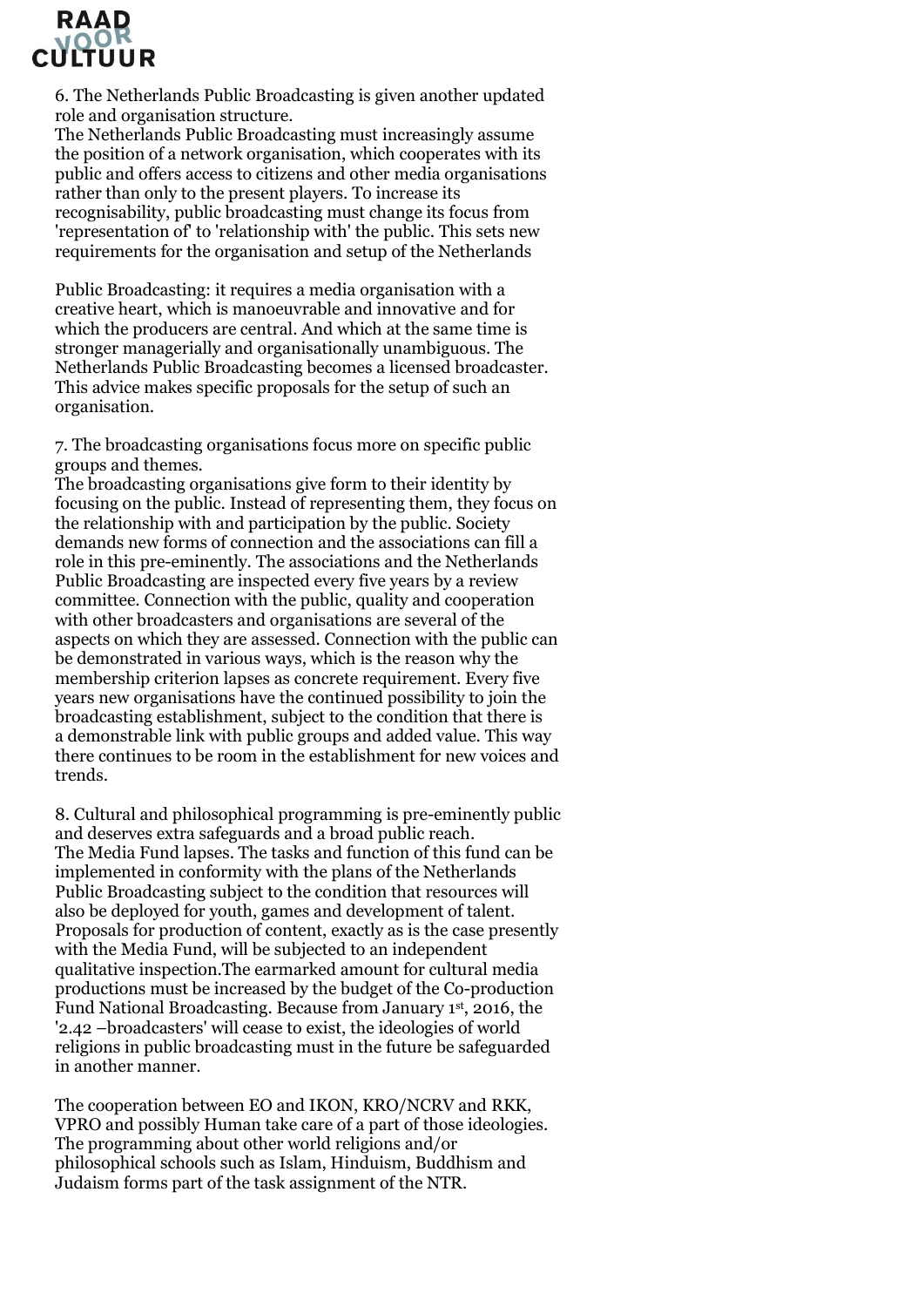6. The Netherlands Public Broadcasting is given another updated role and organisation structure.
The Netherlands Public Broadcasting must increasingly assume the position of a network organisation, which cooperates with its public and offers access to citizens and other media organisations rather than only to the present players. To increase its recognisability, public broadcasting must change its focus from 'representation of' to 'relationship with' the public. This sets new requirements for the organisation and setup of the Netherlands

Public Broadcasting: it requires a media organisation with a creative heart, which is manoeuvrable and innovative and for which the producers are central. And which at the same time is stronger managerially and organisationally unambiguous. The Netherlands Public Broadcasting becomes a licensed broadcaster. This advice makes specific proposals for the setup of such an organisation.

7. The broadcasting organisations focus more on specific public groups and themes.
The broadcasting organisations give form to their identity by focusing on the public. Instead of representing them, they focus on the relationship with and participation by the public. Society demands new forms of connection and the associations can fill a role in this pre-eminently. The associations and the Netherlands Public Broadcasting are inspected every five years by a review committee. Connection with the public, quality and cooperation with other broadcasters and organisations are several of the aspects on which they are assessed. Connection with the public can be demonstrated in various ways, which is the reason why the membership criterion lapses as concrete requirement. Every five years new organisations have the continued possibility to join the broadcasting establishment, subject to the condition that there is a demonstrable link with public groups and added value. This way there continues to be room in the establishment for new voices and trends.

8. Cultural and philosophical programming is pre-eminently public and deserves extra safeguards and a broad public reach.
The Media Fund lapses. The tasks and function of this fund can be implemented in conformity with the plans of the Netherlands Public Broadcasting subject to the condition that resources will also be deployed for youth, games and development of talent. Proposals for production of content, exactly as is the case presently with the Media Fund, will be subjected to an independent qualitative inspection.The earmarked amount for cultural media productions must be increased by the budget of the Co-production Fund National Broadcasting. Because from January 1st, 2016, the '2.42 –broadcasters' will cease to exist, the ideologies of world religions in public broadcasting must in the future be safeguarded in another manner.

The cooperation between EO and IKON, KRO/NCRV and RKK, VPRO and possibly Human take care of a part of those ideologies. The programming about other world religions and/or philosophical schools such as Islam, Hinduism, Buddhism and Judaism forms part of the task assignment of the NTR.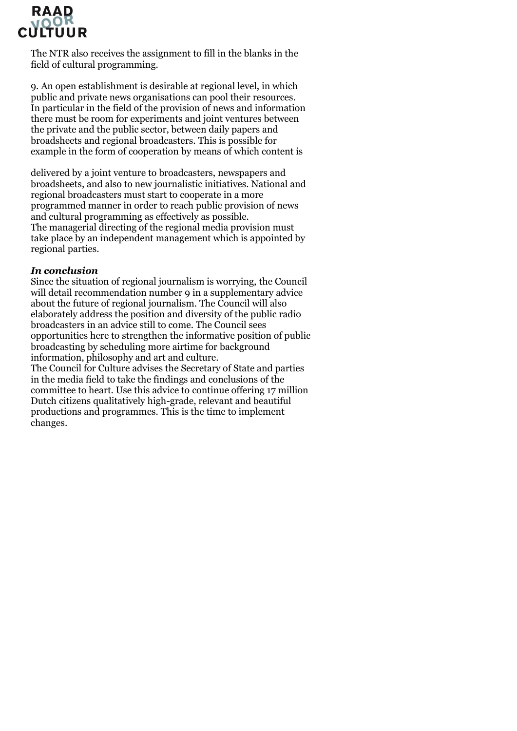The NTR also receives the assignment to fill in the blanks in the field of cultural programming.

9. An open establishment is desirable at regional level, in which public and private news organisations can pool their resources. In particular in the field of the provision of news and information there must be room for experiments and joint ventures between the private and the public sector, between daily papers and broadsheets and regional broadcasters. This is possible for example in the form of cooperation by means of which content is delivered by a joint venture to broadcasters, newspapers and broadsheets, and also to new journalistic initiatives. National and regional broadcasters must start to cooperate in a more programmed manner in order to reach public provision of news and cultural programming as effectively as possible.
The managerial directing of the regional media provision must take place by an independent management which is appointed by regional parties.

***In conclusion***

Since the situation of regional journalism is worrying, the Council will detail recommendation number 9 in a supplementary advice about the future of regional journalism. The Council will also elaborately address the position and diversity of the public radio broadcasters in an advice still to come. The Council sees opportunities here to strengthen the informative position of public broadcasting by scheduling more airtime for background information, philosophy and art and culture.
The Council for Culture advises the Secretary of State and parties in the media field to take the findings and conclusions of the committee to heart. Use this advice to continue offering 17 million Dutch citizens qualitatively high-grade, relevant and beautiful productions and programmes. This is the time to implement changes.